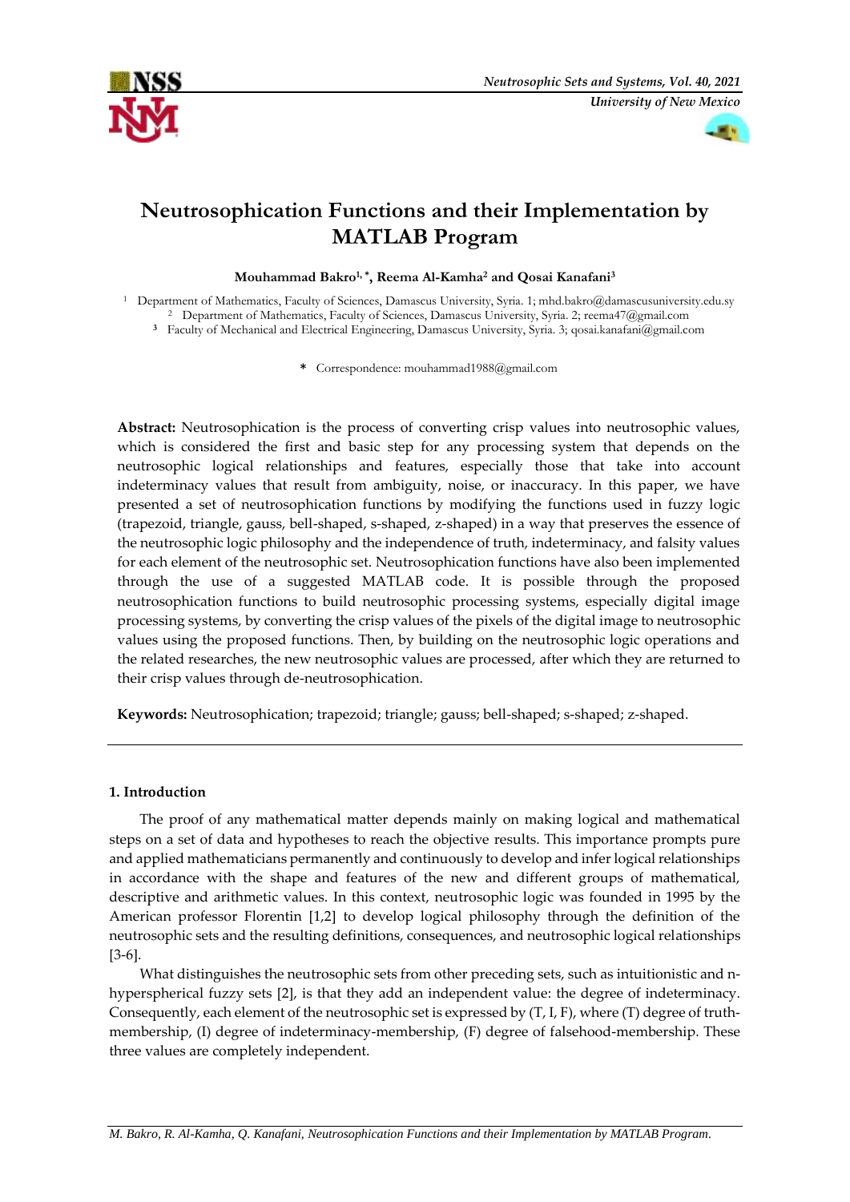# Neutrosophication Functions and their Implementation by MATLAB Program

**Mouhammad Bakro[1,*], Reema Al-Kamha[2] and Qosai Kanafani[3]**

[1] Department of Mathematics, Faculty of Sciences, Damascus University, Syria. 1; mhd.bakro@damascusuniversity.edu.sy
[2] Department of Mathematics, Faculty of Sciences, Damascus University, Syria. 2; reema47@gmail.com
[3] Faculty of Mechanical and Electrical Engineering, Damascus University, Syria. 3; qosai.kanafani@gmail.com

* Correspondence: mouhammad1988@gmail.com

**Abstract:** Neutrosophication is the process of converting crisp values into neutrosophic values, which is considered the first and basic step for any processing system that depends on the neutrosophic logical relationships and features, especially those that take into account indeterminacy values that result from ambiguity, noise, or inaccuracy. In this paper, we have presented a set of neutrosophication functions by modifying the functions used in fuzzy logic (trapezoid, triangle, gauss, bell-shaped, s-shaped, z-shaped) in a way that preserves the essence of the neutrosophic logic philosophy and the independence of truth, indeterminacy, and falsity values for each element of the neutrosophic set. Neutrosophication functions have also been implemented through the use of a suggested MATLAB code. It is possible through the proposed neutrosophication functions to build neutrosophic processing systems, especially digital image processing systems, by converting the crisp values of the pixels of the digital image to neutrosophic values using the proposed functions. Then, by building on the neutrosophic logic operations and the related researches, the new neutrosophic values are processed, after which they are returned to their crisp values through de-neutrosophication.

**Keywords:** Neutrosophication; trapezoid; triangle; gauss; bell-shaped; s-shaped; z-shaped.

## 1. Introduction

The proof of any mathematical matter depends mainly on making logical and mathematical steps on a set of data and hypotheses to reach the objective results. This importance prompts pure and applied mathematicians permanently and continuously to develop and infer logical relationships in accordance with the shape and features of the new and different groups of mathematical, descriptive and arithmetic values. In this context, neutrosophic logic was founded in 1995 by the American professor Florentin [1,2] to develop logical philosophy through the definition of the neutrosophic sets and the resulting definitions, consequences, and neutrosophic logical relationships [3-6].

What distinguishes the neutrosophic sets from other preceding sets, such as intuitionistic and n-hyperspherical fuzzy sets [2], is that they add an independent value: the degree of indeterminacy. Consequently, each element of the neutrosophic set is expressed by (T, I, F), where (T) degree of truth-membership, (I) degree of indeterminacy-membership, (F) degree of falsehood-membership. These three values are completely independent.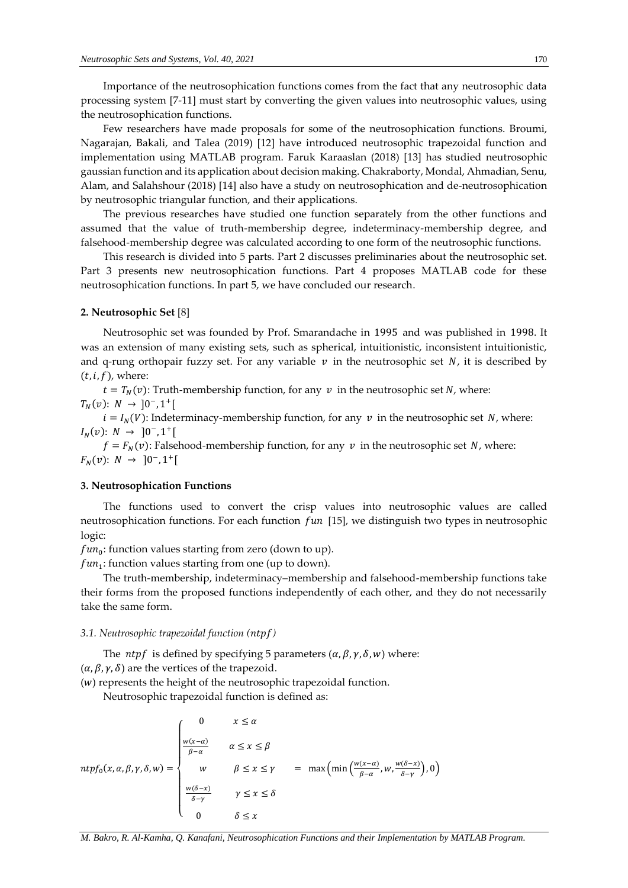Importance of the neutrosophication functions comes from the fact that any neutrosophic data processing system [7-11] must start by converting the given values into neutrosophic values, using the neutrosophication functions.

Few researchers have made proposals for some of the neutrosophication functions. Broumi, Nagarajan, Bakali, and Talea (2019) [12] have introduced neutrosophic trapezoidal function and implementation using MATLAB program. Faruk Karaaslan (2018) [13] has studied neutrosophic gaussian function and its application about decision making. Chakraborty, Mondal, Ahmadian, Senu, Alam, and Salahshour (2018) [14] also have a study on neutrosophication and de-neutrosophication by neutrosophic triangular function, and their applications.

The previous researches have studied one function separately from the other functions and assumed that the value of truth-membership degree, indeterminacy-membership degree, and falsehood-membership degree was calculated according to one form of the neutrosophic functions.

This research is divided into 5 parts. Part 2 discusses preliminaries about the neutrosophic set. Part 3 presents new neutrosophication functions. Part 4 proposes MATLAB code for these neutrosophication functions. In part 5, we have concluded our research.

## 2. Neutrosophic Set [8]

Neutrosophic set was founded by Prof. Smarandache in 1995 and was published in 1998. It was an extension of many existing sets, such as spherical, intuitionistic, inconsistent intuitionistic, and q-rung orthopair fuzzy set. For any variable $v$ in the neutrosophic set $N$, it is described by $(t, i, f)$, where:

$t = T_N(v)$: Truth-membership function, for any $v$ in the neutrosophic set $N$, where: $T_N(v)$: $N \rightarrow \, ]0^-, 1^+[$

$i = I_N(V)$: Indeterminacy-membership function, for any $v$ in the neutrosophic set $N$, where: $I_N(v)$: $N \rightarrow \, ]0^-, 1^+[$

$f = F_N(v)$: Falsehood-membership function, for any $v$ in the neutrosophic set $N$, where: $F_N(v)$: $N \rightarrow \, ]0^-, 1^+[$

## 3. Neutrosophication Functions

The functions used to convert the crisp values into neutrosophic values are called neutrosophication functions. For each function $fun$ [15], we distinguish two types in neutrosophic logic:

$fun_0$: function values starting from zero (down to up).

$fun_1$: function values starting from one (up to down).

The truth-membership, indeterminacy–membership and falsehood-membership functions take their forms from the proposed functions independently of each other, and they do not necessarily take the same form.

### 3.1. Neutrosophic trapezoidal function ($ntpf$)

The $ntpf$ is defined by specifying 5 parameters $(\alpha, \beta, \gamma, \delta, w)$ where:

$(\alpha, \beta, \gamma, \delta)$ are the vertices of the trapezoid.

$(w)$ represents the height of the neutrosophic trapezoidal function.

Neutrosophic trapezoidal function is defined as:

$$ntpf_0(x, \alpha, \beta, \gamma, \delta, w) = \begin{cases} 0 & x \leq \alpha \\ \frac{w(x-\alpha)}{\beta-\alpha} & \alpha \leq x \leq \beta \\ w & \beta \leq x \leq \gamma \\ \frac{w(\delta-x)}{\delta-\gamma} & \gamma \leq x \leq \delta \\ 0 & \delta \leq x \end{cases} = \max\left(\min\left(\frac{w(x-\alpha)}{\beta-\alpha}, w, \frac{w(\delta-x)}{\delta-\gamma}\right), 0\right)$$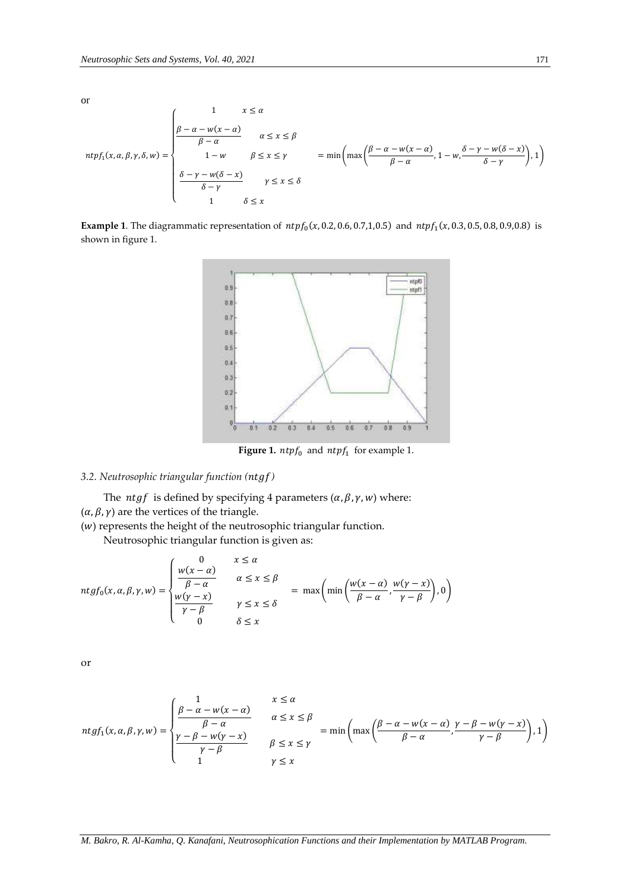or

$$
ntpf_1(x,\alpha,\beta,\gamma,\delta,w)=\begin{cases}1 & x\le\alpha\\ \dfrac{\beta-\alpha-w(x-\alpha)}{\beta-\alpha} & \alpha\le x\le\beta\\ 1-w & \beta\le x\le\gamma\\ \dfrac{\delta-\gamma-w(\delta-x)}{\delta-\gamma} & \gamma\le x\le\delta\\ 1 & \delta\le x\end{cases} = \min\left(\max\left(\frac{\beta-\alpha-w(x-\alpha)}{\beta-\alpha},1-w,\frac{\delta-\gamma-w(\delta-x)}{\delta-\gamma}\right),1\right)
$$

**Example 1**. The diagrammatic representation of $ntpf_0(x,0.2,0.6,0.7,1,0.5)$ and $ntpf_1(x,0.3,0.5,0.8,0.9,0.8)$ is shown in figure 1.

**Figure 1.** $ntpf_0$ and $ntpf_1$ for example 1.

### 3.2. Neutrosophic triangular function ($ntgf$)

The $ntgf$ is defined by specifying 4 parameters $(\alpha,\beta,\gamma,w)$ where:

$(\alpha,\beta,\gamma)$ are the vertices of the triangle.

$(w)$ represents the height of the neutrosophic triangular function.

Neutrosophic triangular function is given as:

$$
ntgf_0(x,\alpha,\beta,\gamma,w)=\begin{cases}0 & x\le\alpha\\ \dfrac{w(x-\alpha)}{\beta-\alpha} & \alpha\le x\le\beta\\ \dfrac{w(\gamma-x)}{\gamma-\beta} & \gamma\le x\le\delta\\ 0 & \delta\le x\end{cases} = \max\left(\min\left(\frac{w(x-\alpha)}{\beta-\alpha},\frac{w(\gamma-x)}{\gamma-\beta}\right),0\right)
$$

or

$$
ntgf_1(x,\alpha,\beta,\gamma,w)=\begin{cases}1 & x\le\alpha\\ \dfrac{\beta-\alpha-w(x-\alpha)}{\beta-\alpha} & \alpha\le x\le\beta\\ \dfrac{\gamma-\beta-w(\gamma-x)}{\gamma-\beta} & \beta\le x\le\gamma\\ 1 & \gamma\le x\end{cases} = \min\left(\max\left(\frac{\beta-\alpha-w(x-\alpha)}{\beta-\alpha},\frac{\gamma-\beta-w(\gamma-x)}{\gamma-\beta}\right),1\right)
$$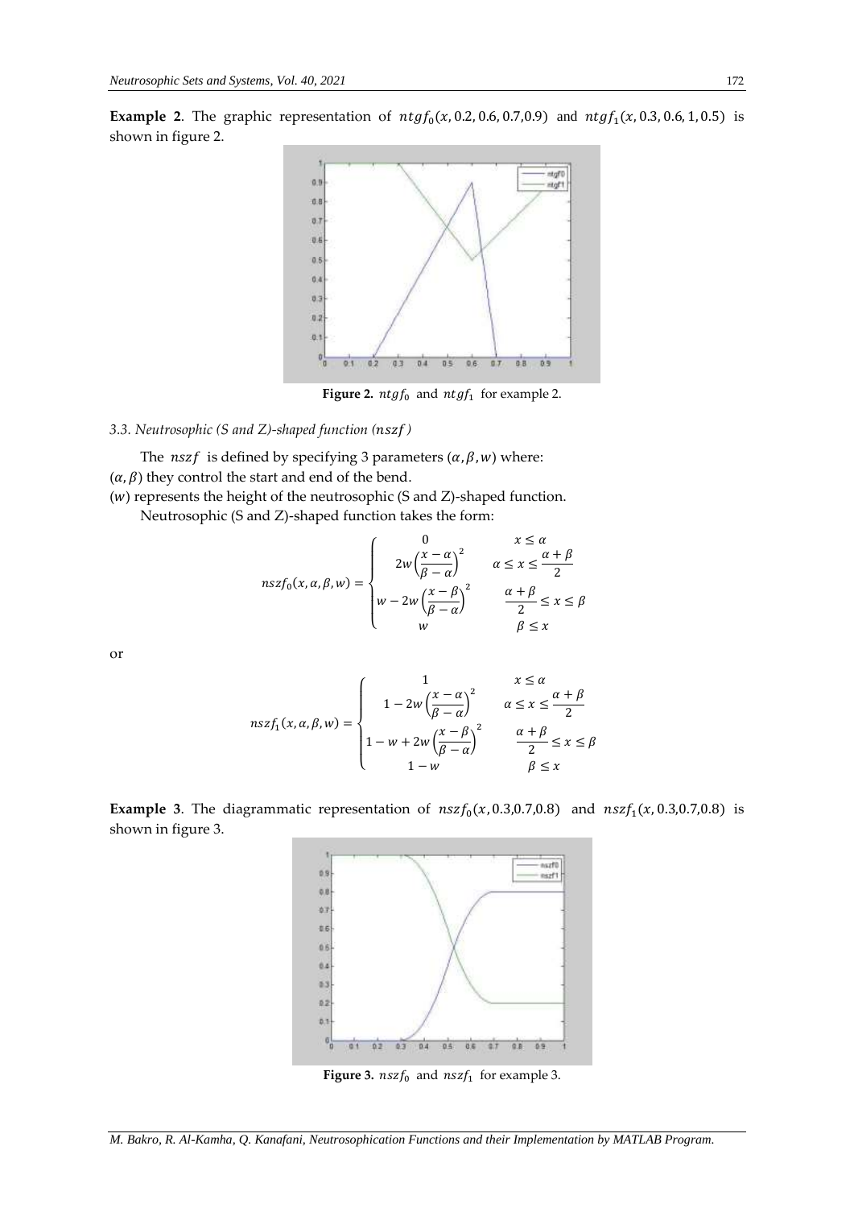**Example 2**. The graphic representation of $ntgf_0(x, 0.2, 0.6, 0.7, 0.9)$ and $ntgf_1(x, 0.3, 0.6, 1, 0.5)$ is shown in figure 2.

**Figure 2.** $ntgf_0$ and $ntgf_1$ for example 2.

*3.3. Neutrosophic (S and Z)-shaped function ($nszf$)*

The $nszf$ is defined by specifying 3 parameters $(\alpha, \beta, w)$ where:

$(\alpha, \beta)$ they control the start and end of the bend.

$(w)$ represents the height of the neutrosophic (S and Z)-shaped function.

Neutrosophic (S and Z)-shaped function takes the form:

$$nszf_0(x, \alpha, \beta, w) = \begin{cases} 0 & x \leq \alpha \\ 2w\left(\dfrac{x-\alpha}{\beta-\alpha}\right)^2 & \alpha \leq x \leq \dfrac{\alpha+\beta}{2} \\ w - 2w\left(\dfrac{x-\beta}{\beta-\alpha}\right)^2 & \dfrac{\alpha+\beta}{2} \leq x \leq \beta \\ w & \beta \leq x \end{cases}$$

or

$$nszf_1(x, \alpha, \beta, w) = \begin{cases} 1 & x \leq \alpha \\ 1 - 2w\left(\dfrac{x-\alpha}{\beta-\alpha}\right)^2 & \alpha \leq x \leq \dfrac{\alpha+\beta}{2} \\ 1 - w + 2w\left(\dfrac{x-\beta}{\beta-\alpha}\right)^2 & \dfrac{\alpha+\beta}{2} \leq x \leq \beta \\ 1 - w & \beta \leq x \end{cases}$$

**Example 3**. The diagrammatic representation of $nszf_0(x, 0.3, 0.7, 0.8)$ and $nszf_1(x, 0.3, 0.7, 0.8)$ is shown in figure 3.

**Figure 3.** $nszf_0$ and $nszf_1$ for example 3.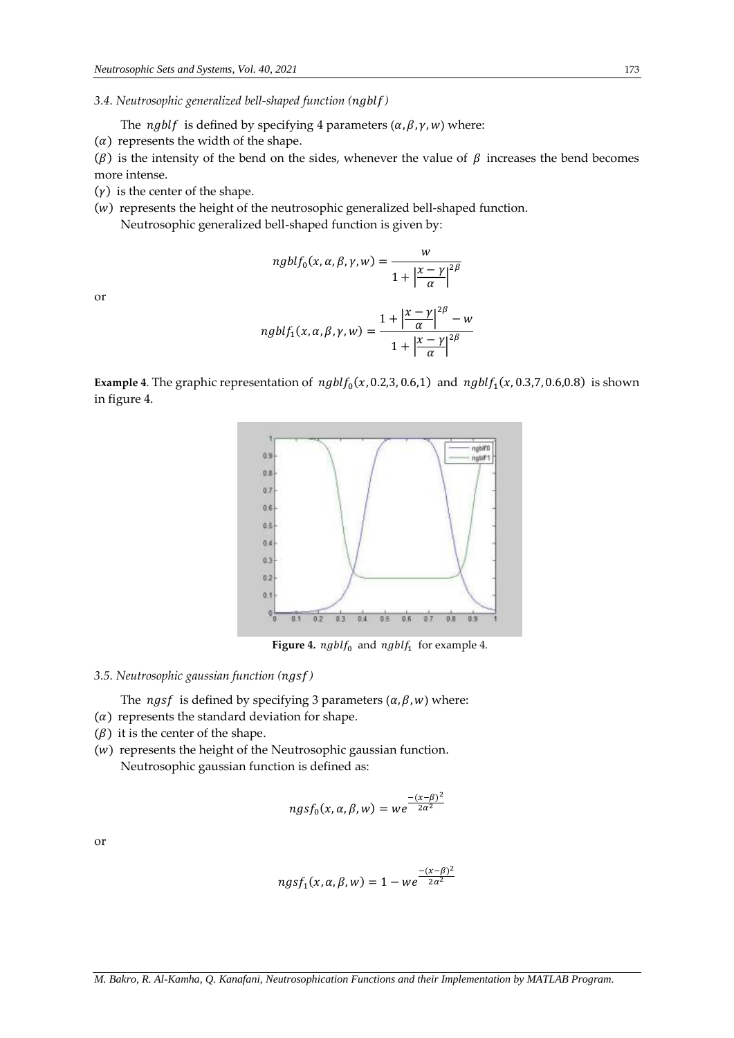### 3.4. Neutrosophic generalized bell-shaped function ($ngblf$)

The $ngblf$ is defined by specifying 4 parameters $(\alpha, \beta, \gamma, w)$ where:

$(\alpha)$ represents the width of the shape.

$(\beta)$ is the intensity of the bend on the sides, whenever the value of $\beta$ increases the bend becomes more intense.

$(\gamma)$ is the center of the shape.

$(w)$ represents the height of the neutrosophic generalized bell-shaped function.

Neutrosophic generalized bell-shaped function is given by:

$$ngblf_0(x, \alpha, \beta, \gamma, w) = \frac{w}{1 + \left|\frac{x-\gamma}{\alpha}\right|^{2\beta}}$$

or

$$ngblf_1(x, \alpha, \beta, \gamma, w) = \frac{1 + \left|\frac{x-\gamma}{\alpha}\right|^{2\beta} - w}{1 + \left|\frac{x-\gamma}{\alpha}\right|^{2\beta}}$$

**Example 4**. The graphic representation of $ngblf_0(x, 0.2,3, 0.6,1)$ and $ngblf_1(x, 0.3,7, 0.6,0.8)$ is shown in figure 4.

**Figure 4.** $ngblf_0$ and $ngblf_1$ for example 4.

### 3.5. Neutrosophic gaussian function ($ngsf$)

The $ngsf$ is defined by specifying 3 parameters $(\alpha, \beta, w)$ where:

$(\alpha)$ represents the standard deviation for shape.

$(\beta)$ it is the center of the shape.

$(w)$ represents the height of the Neutrosophic gaussian function.

Neutrosophic gaussian function is defined as:

$$ngsf_0(x, \alpha, \beta, w) = we^{\frac{-(x-\beta)^2}{2\alpha^2}}$$

or

$$ngsf_1(x, \alpha, \beta, w) = 1 - we^{\frac{-(x-\beta)^2}{2\alpha^2}}$$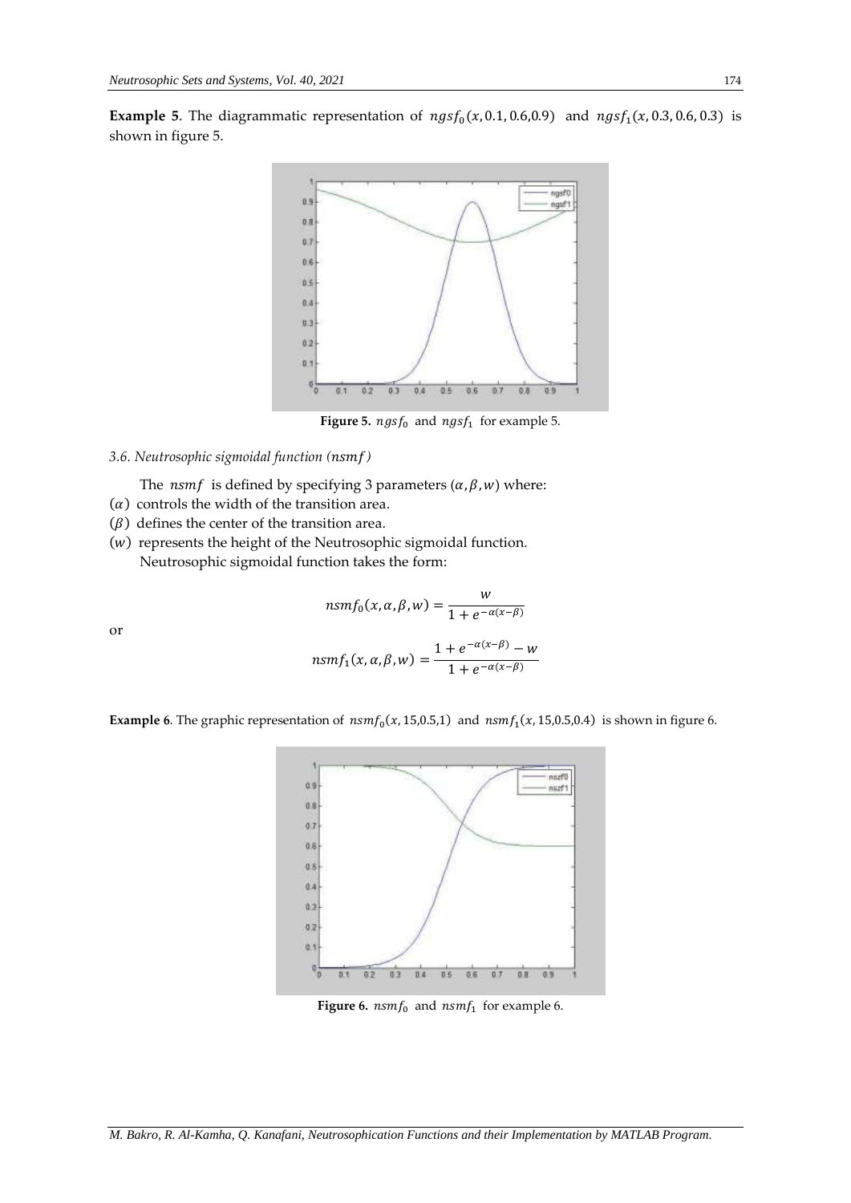**Example 5**. The diagrammatic representation of $ngsf_0(x, 0.1, 0.6, 0.9)$ and $ngsf_1(x, 0.3, 0.6, 0.3)$ is shown in figure 5.

**Figure 5.** $ngsf_0$ and $ngsf_1$ for example 5.

### *3.6. Neutrosophic sigmoidal function ($nsmf$)*

The $nsmf$ is defined by specifying 3 parameters $(\alpha, \beta, w)$ where:

$(\alpha)$ controls the width of the transition area.

$(\beta)$ defines the center of the transition area.

$(w)$ represents the height of the Neutrosophic sigmoidal function.

Neutrosophic sigmoidal function takes the form:

$$nsmf_0(x, \alpha, \beta, w) = \frac{w}{1 + e^{-\alpha(x-\beta)}}$$

or

$$nsmf_1(x, \alpha, \beta, w) = \frac{1 + e^{-\alpha(x-\beta)} - w}{1 + e^{-\alpha(x-\beta)}}$$

**Example 6**. The graphic representation of $nsmf_0(x, 15, 0.5, 1)$ and $nsmf_1(x, 15, 0.5, 0.4)$ is shown in figure 6.

**Figure 6.** $nsmf_0$ and $nsmf_1$ for example 6.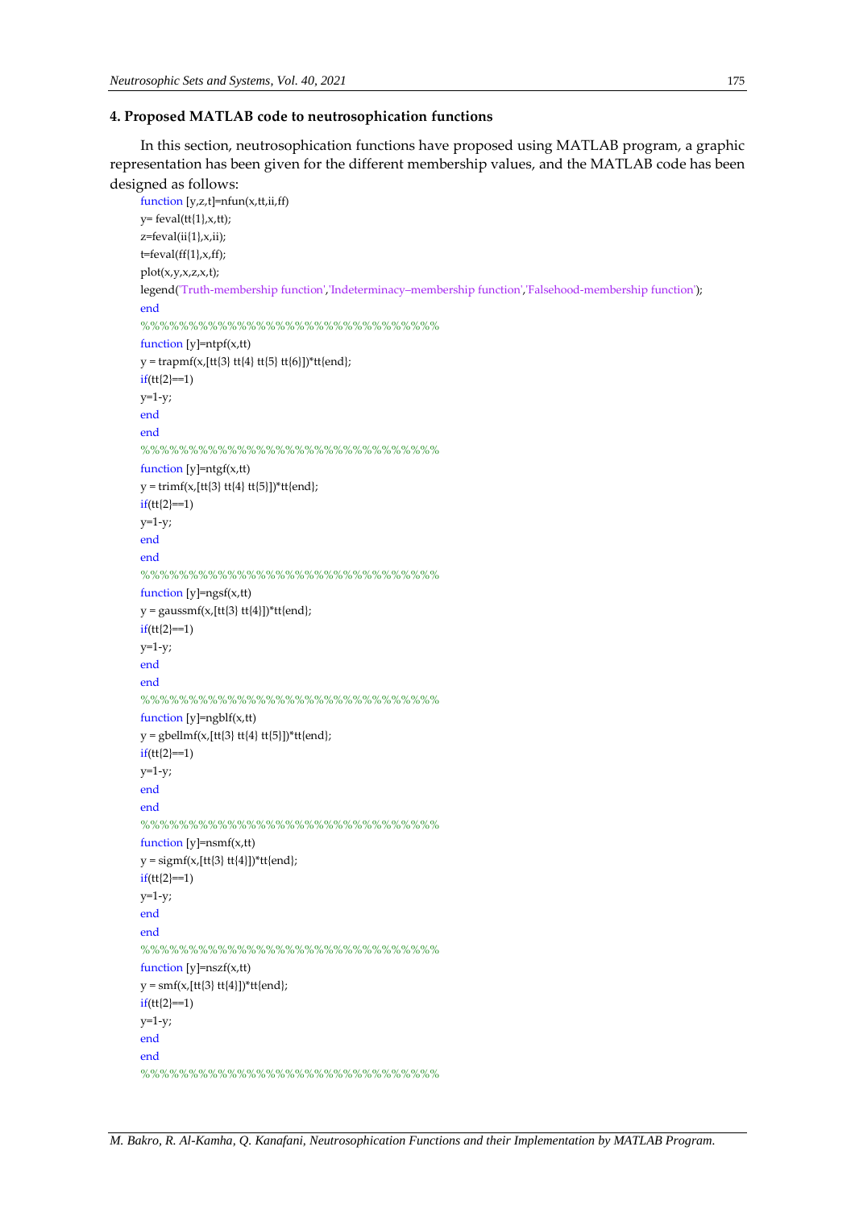### 4. Proposed MATLAB code to neutrosophication functions

In this section, neutrosophication functions have proposed using MATLAB program, a graphic representation has been given for the different membership values, and the MATLAB code has been designed as follows:

```
function [y,z,t]=nfun(x,tt,ii,ff)
y= feval(tt{1},x,tt);
z=feval(ii{1},x,ii);
t=feval(ff{1},x,ff);
plot(x,y,x,z,x,t);
legend('Truth-membership function','Indeterminacy–membership function','Falsehood-membership function');
end
%%%%%%%%%%%%%%%%%%%%%%%%%%%%%%%%%%
function [y]=ntpf(x,tt)
y = trapmf(x,[tt{3} tt{4} tt{5} tt{6}])*tt{end};
if(tt{2}==1)
y=1-y;
end
end
%%%%%%%%%%%%%%%%%%%%%%%%%%%%%%%%%%
function [y]=ntgf(x,tt)
y = trimf(x,[tt{3} tt{4} tt{5}])*tt{end};
if(tt{2}==1)
y=1-y;
end
end
%%%%%%%%%%%%%%%%%%%%%%%%%%%%%%%%%%
function [y]=ngsf(x,tt)
y = gaussmf(x,[tt{3} tt{4}])*tt{end};
if(tt{2}==1)
y=1-y;
end
end
%%%%%%%%%%%%%%%%%%%%%%%%%%%%%%%%%%
function [y]=ngblf(x,tt)
y = gbellmf(x,[tt{3} tt{4} tt{5}])*tt{end};
if(tt{2}==1)
y=1-y;
end
end
%%%%%%%%%%%%%%%%%%%%%%%%%%%%%%%%%%
function [y]=nsmf(x,tt)
y = sigmf(x,[tt{3} tt{4}])*tt{end};
if(tt{2}==1)
y=1-y;
end
end
%%%%%%%%%%%%%%%%%%%%%%%%%%%%%%%%%%
function [y]=nszf(x,tt)
y = smf(x,[tt{3} tt{4}])*tt{end};
if(tt{2}==1)
y=1-y;
end
end
%%%%%%%%%%%%%%%%%%%%%%%%%%%%%%%%%%
```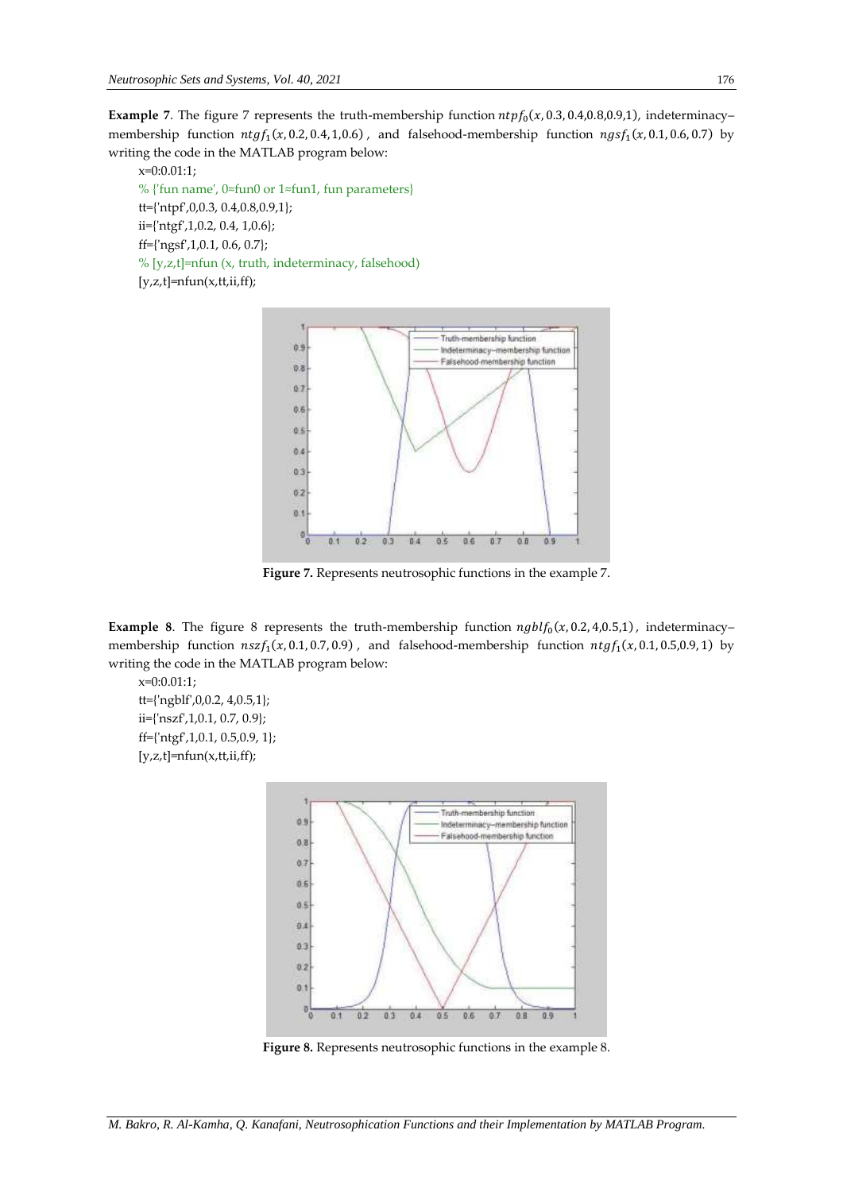**Example 7**. The figure 7 represents the truth-membership function $ntpf_0(x, 0.3, 0.4, 0.8, 0.9, 1)$, indeterminacy–membership function $ntgf_1(x, 0.2, 0.4, 1, 0.6)$, and falsehood-membership function $ngsf_1(x, 0.1, 0.6, 0.7)$ by writing the code in the MATLAB program below:

```
x=0:0.01:1;
% {'fun name', 0≈fun0 or 1≈fun1, fun parameters}
tt={'ntpf',0,0.3, 0.4,0.8,0.9,1};
ii={'ntgf',1,0.2, 0.4, 1,0.6};
ff={'ngsf',1,0.1, 0.6, 0.7};
% [y,z,t]=nfun (x, truth, indeterminacy, falsehood)
[y,z,t]=nfun(x,tt,ii,ff);
```

**Figure 7.** Represents neutrosophic functions in the example 7.

**Example 8**. The figure 8 represents the truth-membership function $ngblf_0(x, 0.2, 4, 0.5, 1)$, indeterminacy–membership function $nszf_1(x, 0.1, 0.7, 0.9)$, and falsehood-membership function $ntgf_1(x, 0.1, 0.5, 0.9, 1)$ by writing the code in the MATLAB program below:

```
x=0:0.01:1;
tt={'ngblf',0,0.2, 4,0.5,1};
ii={'nszf',1,0.1, 0.7, 0.9};
ff={'ntgf',1,0.1, 0.5,0.9, 1};
[y,z,t]=nfun(x,tt,ii,ff);
```

**Figure 8.** Represents neutrosophic functions in the example 8.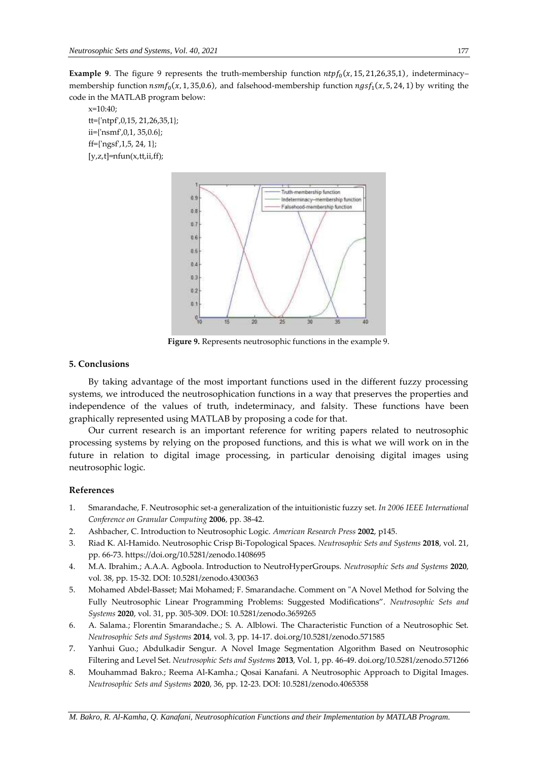**Example 9**. The figure 9 represents the truth-membership function $ntpf_0(x, 15, 21, 26, 35, 1)$, indeterminacy–membership function $nsmf_0(x, 1, 35, 0.6)$, and falsehood-membership function $ngsf_1(x, 5, 24, 1)$ by writing the code in the MATLAB program below:

```
x=10:40;
tt={'ntpf',0,15, 21,26,35,1};
ii={'nsmf',0,1, 35,0.6};
ff={'ngsf',1,5, 24, 1};
[y,z,t]=nfun(x,tt,ii,ff);
```

**Figure 9.** Represents neutrosophic functions in the example 9.

## 5. Conclusions

By taking advantage of the most important functions used in the different fuzzy processing systems, we introduced the neutrosophication functions in a way that preserves the properties and independence of the values of truth, indeterminacy, and falsity. These functions have been graphically represented using MATLAB by proposing a code for that.

Our current research is an important reference for writing papers related to neutrosophic processing systems by relying on the proposed functions, and this is what we will work on in the future in relation to digital image processing, in particular denoising digital images using neutrosophic logic.

## References

1. Smarandache, F. Neutrosophic set-a generalization of the intuitionistic fuzzy set. *In 2006 IEEE International Conference on Granular Computing* **2006**, pp. 38-42.
2. Ashbacher, C. Introduction to Neutrosophic Logic. *American Research Press* **2002**, p145.
3. Riad K. Al-Hamido. Neutrosophic Crisp Bi-Topological Spaces. *Neutrosophic Sets and Systems* **2018**, vol. 21, pp. 66-73. https://doi.org/10.5281/zenodo.1408695
4. M.A. Ibrahim.; A.A.A. Agboola. Introduction to NeutroHyperGroups. *Neutrosophic Sets and Systems* **2020**, vol. 38, pp. 15-32. DOI: 10.5281/zenodo.4300363
5. Mohamed Abdel-Basset; Mai Mohamed; F. Smarandache. Comment on "A Novel Method for Solving the Fully Neutrosophic Linear Programming Problems: Suggested Modifications". *Neutrosophic Sets and Systems* **2020**, vol. 31, pp. 305-309. DOI: 10.5281/zenodo.3659265
6. A. Salama.; Florentin Smarandache.; S. A. Alblowi. The Characteristic Function of a Neutrosophic Set. *Neutrosophic Sets and Systems* **2014**, vol. 3, pp. 14-17. doi.org/10.5281/zenodo.571585
7. Yanhui Guo.; Abdulkadir Sengur. A Novel Image Segmentation Algorithm Based on Neutrosophic Filtering and Level Set. *Neutrosophic Sets and Systems* **2013**, Vol. 1, pp. 46-49. doi.org/10.5281/zenodo.571266
8. Mouhammad Bakro.; Reema Al-Kamha.; Qosai Kanafani. A Neutrosophic Approach to Digital Images. *Neutrosophic Sets and Systems* **2020**, 36, pp. 12-23. DOI: 10.5281/zenodo.4065358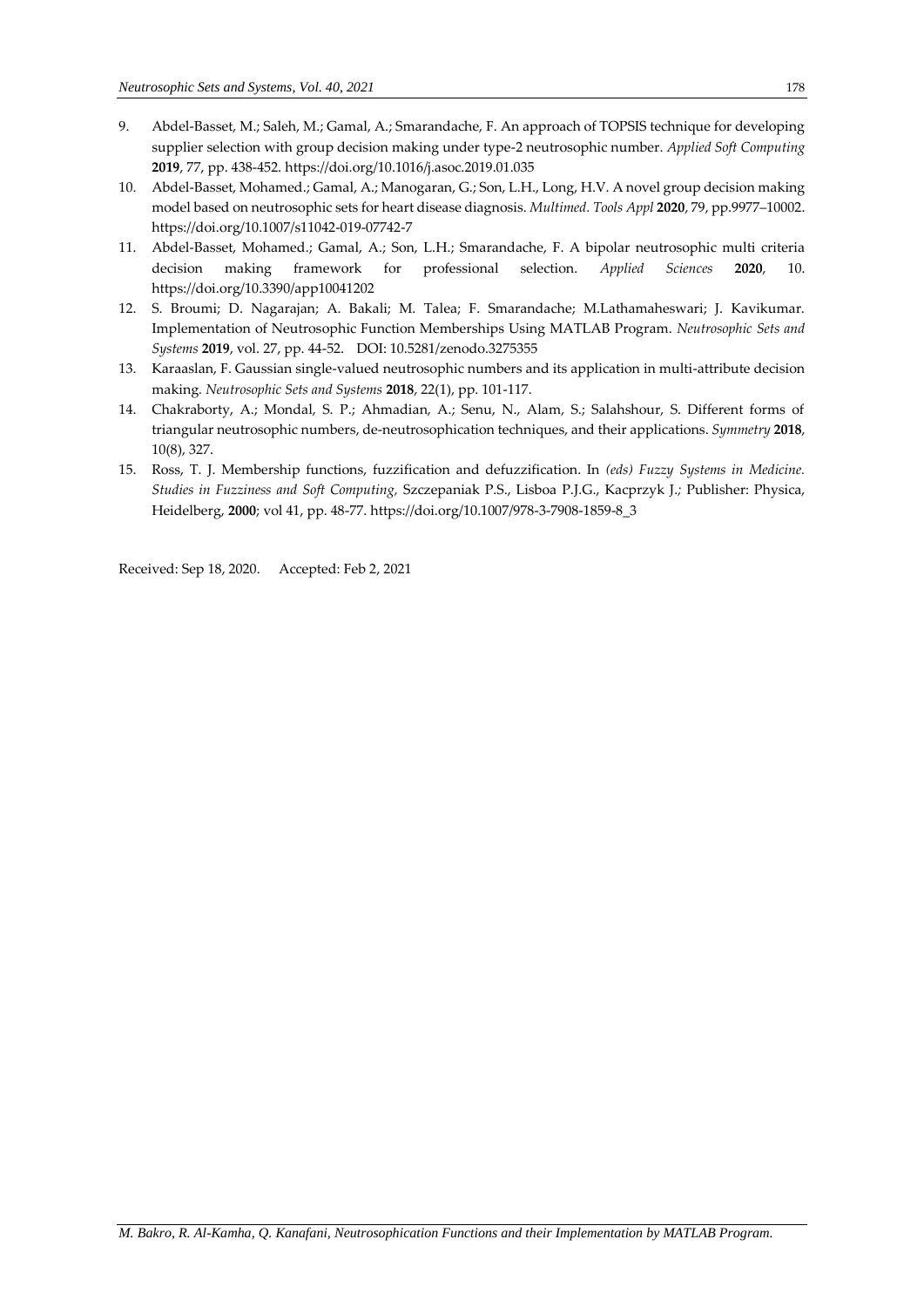9. Abdel-Basset, M.; Saleh, M.; Gamal, A.; Smarandache, F. An approach of TOPSIS technique for developing supplier selection with group decision making under type-2 neutrosophic number. *Applied Soft Computing* **2019**, 77, pp. 438-452. https://doi.org/10.1016/j.asoc.2019.01.035
10. Abdel-Basset, Mohamed.; Gamal, A.; Manogaran, G.; Son, L.H., Long, H.V. A novel group decision making model based on neutrosophic sets for heart disease diagnosis. *Multimed. Tools Appl* **2020**, 79, pp.9977–10002. https://doi.org/10.1007/s11042-019-07742-7
11. Abdel-Basset, Mohamed.; Gamal, A.; Son, L.H.; Smarandache, F. A bipolar neutrosophic multi criteria decision making framework for professional selection. *Applied Sciences* **2020**, 10. https://doi.org/10.3390/app10041202
12. S. Broumi; D. Nagarajan; A. Bakali; M. Talea; F. Smarandache; M.Lathamaheswari; J. Kavikumar. Implementation of Neutrosophic Function Memberships Using MATLAB Program. *Neutrosophic Sets and Systems* **2019**, vol. 27, pp. 44-52. DOI: 10.5281/zenodo.3275355
13. Karaaslan, F. Gaussian single-valued neutrosophic numbers and its application in multi-attribute decision making. *Neutrosophic Sets and Systems* **2018**, 22(1), pp. 101-117.
14. Chakraborty, A.; Mondal, S. P.; Ahmadian, A.; Senu, N., Alam, S.; Salahshour, S. Different forms of triangular neutrosophic numbers, de-neutrosophication techniques, and their applications. *Symmetry* **2018**, 10(8), 327.
15. Ross, T. J. Membership functions, fuzzification and defuzzification. In *(eds) Fuzzy Systems in Medicine. Studies in Fuzziness and Soft Computing,* Szczepaniak P.S., Lisboa P.J.G., Kacprzyk J.; Publisher: Physica, Heidelberg, **2000**; vol 41, pp. 48-77. https://doi.org/10.1007/978-3-7908-1859-8_3

Received: Sep 18, 2020. Accepted: Feb 2, 2021